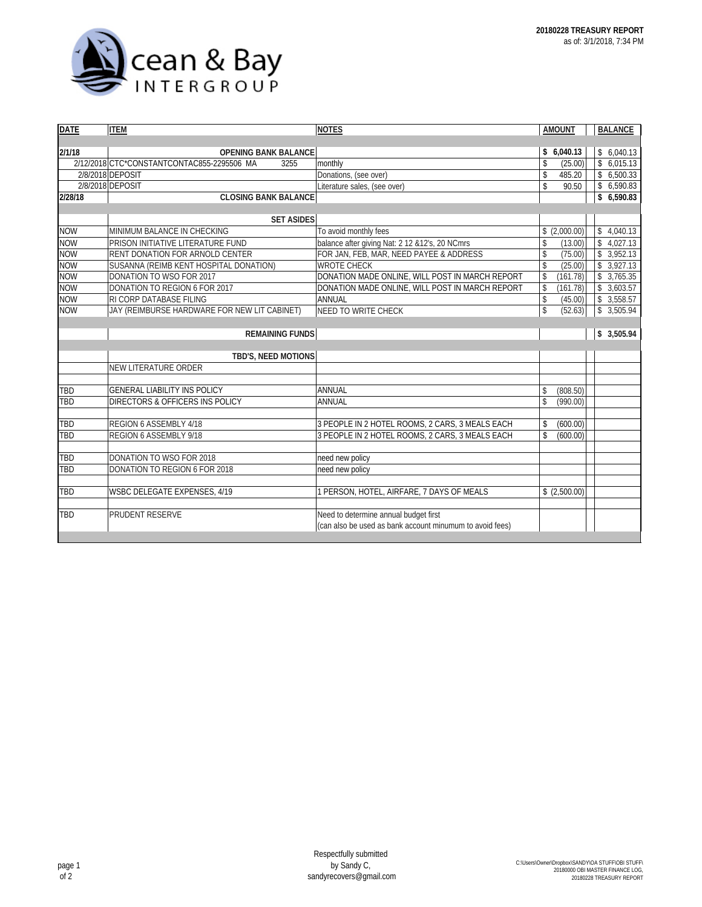**20180228 TREASURY REPORT**
as of: 3/1/2018, 7:34 PM

Ocean & Bay INTERGROUP

| DATE | ITEM | NOTES | AMOUNT | BALANCE |
|---|---|---|---|---|
| **2/1/18** | **OPENING BANK BALANCE** | | **$ 6,040.13** | $ 6,040.13 |
| 2/12/2018 | CTC*CONSTANTCONTAC855-2295506 MA 3255 | monthly | $ (25.00) | $ 6,015.13 |
| 2/8/2018 | DEPOSIT | Donations, (see over) | $ 485.20 | $ 6,500.33 |
| 2/8/2018 | DEPOSIT | Literature sales, (see over) | $ 90.50 | $ 6,590.83 |
| **2/28/18** | **CLOSING BANK BALANCE** | | | **$ 6,590.83** |
| | **SET ASIDES** | | | |
| NOW | MINIMUM BALANCE IN CHECKING | To avoid monthly fees | $ (2,000.00) | $ 4,040.13 |
| NOW | PRISON INITIATIVE LITERATURE FUND | balance after giving Nat: 2 12 &12's, 20 NCmrs | $ (13.00) | $ 4,027.13 |
| NOW | RENT DONATION FOR ARNOLD CENTER | FOR JAN, FEB, MAR, NEED PAYEE & ADDRESS | $ (75.00) | $ 3,952.13 |
| NOW | SUSANNA (REIMB KENT HOSPITAL DONATION) | WROTE CHECK | $ (25.00) | $ 3,927.13 |
| NOW | DONATION TO WSO FOR 2017 | DONATION MADE ONLINE, WILL POST IN MARCH REPORT | $ (161.78) | $ 3,765.35 |
| NOW | DONATION TO REGION 6 FOR 2017 | DONATION MADE ONLINE, WILL POST IN MARCH REPORT | $ (161.78) | $ 3,603.57 |
| NOW | RI CORP DATABASE FILING | ANNUAL | $ (45.00) | $ 3,558.57 |
| NOW | JAY (REIMBURSE HARDWARE FOR NEW LIT CABINET) | NEED TO WRITE CHECK | $ (52.63) | $ 3,505.94 |
| | **REMAINING FUNDS** | | | **$ 3,505.94** |
| | **TBD'S, NEED MOTIONS** | | | |
| | NEW LITERATURE ORDER | | | |
| TBD | GENERAL LIABILITY INS POLICY | ANNUAL | $ (808.50) | |
| TBD | DIRECTORS & OFFICERS INS POLICY | ANNUAL | $ (990.00) | |
| TBD | REGION 6 ASSEMBLY 4/18 | 3 PEOPLE IN 2 HOTEL ROOMS, 2 CARS, 3 MEALS EACH | $ (600.00) | |
| TBD | REGION 6 ASSEMBLY 9/18 | 3 PEOPLE IN 2 HOTEL ROOMS, 2 CARS, 3 MEALS EACH | $ (600.00) | |
| TBD | DONATION TO WSO FOR 2018 | need new policy | | |
| TBD | DONATION TO REGION 6 FOR 2018 | need new policy | | |
| TBD | WSBC DELEGATE EXPENSES, 4/19 | 1 PERSON, HOTEL, AIRFARE, 7 DAYS OF MEALS | $ (2,500.00) | |
| TBD | PRUDENT RESERVE | Need to determine annual budget first (can also be used as bank account minumum to avoid fees) | | |

Respectfully submitted
by Sandy C,
sandyrecovers@gmail.com

C:\Users\Owner\Dropbox\SANDY\OA STUFF\OBI STUFF\ 20180000 OBI MASTER FINANCE LOG, 20180228 TREASURY REPORT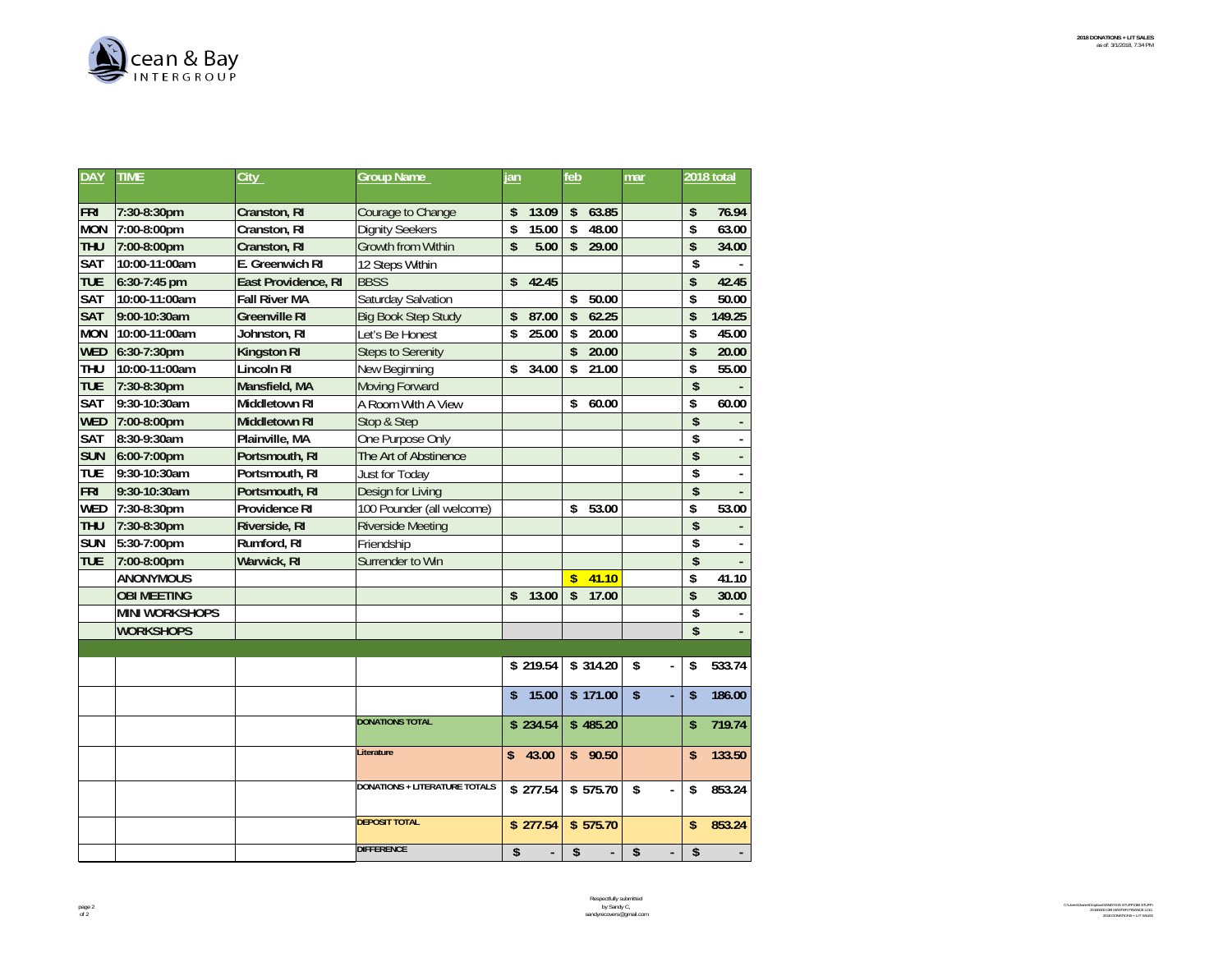Ocean & Bay INTERGROUP

2018 DONATIONS + LIT SALES
as of: 3/1/2018, 7:34 PM

| DAY | TIME | City | Group Name | jan | feb | mar | 2018 total |
|---|---|---|---|---|---|---|---|
| FRI | 7:30-8:30pm | Cranston, RI | Courage to Change | $ 13.09 | $ 63.85 | | $ 76.94 |
| MON | 7:00-8:00pm | Cranston, RI | Dignity Seekers | $ 15.00 | $ 48.00 | | $ 63.00 |
| THU | 7:00-8:00pm | Cranston, RI | Growth from Within | $ 5.00 | $ 29.00 | | $ 34.00 |
| SAT | 10:00-11:00am | E. Greenwich RI | 12 Steps Within | | | | $ - |
| TUE | 6:30-7:45 pm | East Providence, RI | BBSS | $ 42.45 | | | $ 42.45 |
| SAT | 10:00-11:00am | Fall River MA | Saturday Salvation | | $ 50.00 | | $ 50.00 |
| SAT | 9:00-10:30am | Greenville RI | Big Book Step Study | $ 87.00 | $ 62.25 | | $ 149.25 |
| MON | 10:00-11:00am | Johnston, RI | Let's Be Honest | $ 25.00 | $ 20.00 | | $ 45.00 |
| WED | 6:30-7:30pm | Kingston RI | Steps to Serenity | | $ 20.00 | | $ 20.00 |
| THU | 10:00-11:00am | Lincoln RI | New Beginning | $ 34.00 | $ 21.00 | | $ 55.00 |
| TUE | 7:30-8:30pm | Mansfield, MA | Moving Forward | | | | $ - |
| SAT | 9:30-10:30am | Middletown RI | A Room With A View | | $ 60.00 | | $ 60.00 |
| WED | 7:00-8:00pm | Middletown RI | Stop & Step | | | | $ - |
| SAT | 8:30-9:30am | Plainville, MA | One Purpose Only | | | | $ - |
| SUN | 6:00-7:00pm | Portsmouth, RI | The Art of Abstinence | | | | $ - |
| TUE | 9:30-10:30am | Portsmouth, RI | Just for Today | | | | $ - |
| FRI | 9:30-10:30am | Portsmouth, RI | Design for Living | | | | $ - |
| WED | 7:30-8:30pm | Providence RI | 100 Pounder (all welcome) | | $ 53.00 | | $ 53.00 |
| THU | 7:30-8:30pm | Riverside, RI | Riverside Meeting | | | | $ - |
| SUN | 5:30-7:00pm | Rumford, RI | Friendship | | | | $ - |
| TUE | 7:00-8:00pm | Warwick, RI | Surrender to Win | | | | $ - |
| | ANONYMOUS | | | | $ 41.10 | | $ 41.10 |
| | OBI MEETING | | | $ 13.00 | $ 17.00 | | $ 30.00 |
| | MINI WORKSHOPS | | | | | | $ - |
| | WORKSHOPS | | | | | | $ - |
| | | | | | | | |
| | | | | $ 219.54 | $ 314.20 | $ - | $ 533.74 |
| | | | | $ 15.00 | $ 171.00 | $ - | $ 186.00 |
| | | | DONATIONS TOTAL | $ 234.54 | $ 485.20 | | $ 719.74 |
| | | | Literature | $ 43.00 | $ 90.50 | | $ 133.50 |
| | | | DONATIONS + LITERATURE TOTALS | $ 277.54 | $ 575.70 | $ - | $ 853.24 |
| | | | DEPOSIT TOTAL | $ 277.54 | $ 575.70 | | $ 853.24 |
| | | | DIFFERENCE | $ - | $ - | $ - | $ - |

Respectfully submitted
by Sandy C,
sandyrecovers@gmail.com